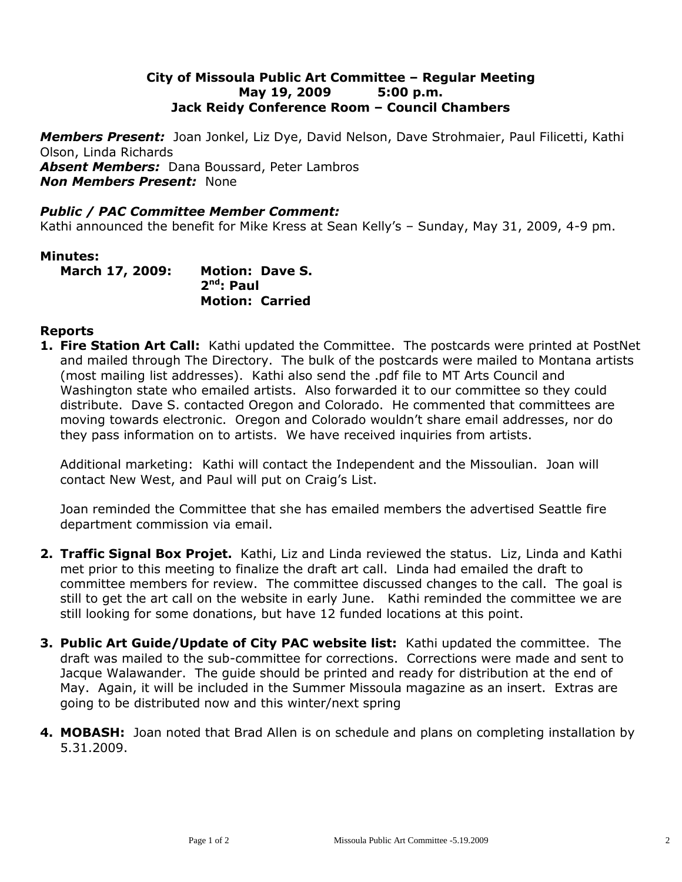**City of Missoula Public Art Committee – Regular Meeting**
**May 19, 2009 5:00 p.m.**
**Jack Reidy Conference Room – Council Chambers**

***Members Present:*** Joan Jonkel, Liz Dye, David Nelson, Dave Strohmaier, Paul Filicetti, Kathi Olson, Linda Richards
***Absent Members:*** Dana Boussard, Peter Lambros
***Non Members Present:*** None

***Public / PAC Committee Member Comment:***
Kathi announced the benefit for Mike Kress at Sean Kelly's – Sunday, May 31, 2009, 4-9 pm.

**Minutes:**

**March 17, 2009: Motion: Dave S.**
**2nd: Paul**
**Motion: Carried**

**Reports**

1. **Fire Station Art Call:** Kathi updated the Committee. The postcards were printed at PostNet and mailed through The Directory. The bulk of the postcards were mailed to Montana artists (most mailing list addresses). Kathi also send the .pdf file to MT Arts Council and Washington state who emailed artists. Also forwarded it to our committee so they could distribute. Dave S. contacted Oregon and Colorado. He commented that committees are moving towards electronic. Oregon and Colorado wouldn't share email addresses, nor do they pass information on to artists. We have received inquiries from artists.

   Additional marketing: Kathi will contact the Independent and the Missoulian. Joan will contact New West, and Paul will put on Craig's List.

   Joan reminded the Committee that she has emailed members the advertised Seattle fire department commission via email.

2. **Traffic Signal Box Projet.** Kathi, Liz and Linda reviewed the status. Liz, Linda and Kathi met prior to this meeting to finalize the draft art call. Linda had emailed the draft to committee members for review. The committee discussed changes to the call. The goal is still to get the art call on the website in early June. Kathi reminded the committee we are still looking for some donations, but have 12 funded locations at this point.

3. **Public Art Guide/Update of City PAC website list:** Kathi updated the committee. The draft was mailed to the sub-committee for corrections. Corrections were made and sent to Jacque Walawander. The guide should be printed and ready for distribution at the end of May. Again, it will be included in the Summer Missoula magazine as an insert. Extras are going to be distributed now and this winter/next spring

4. **MOBASH:** Joan noted that Brad Allen is on schedule and plans on completing installation by 5.31.2009.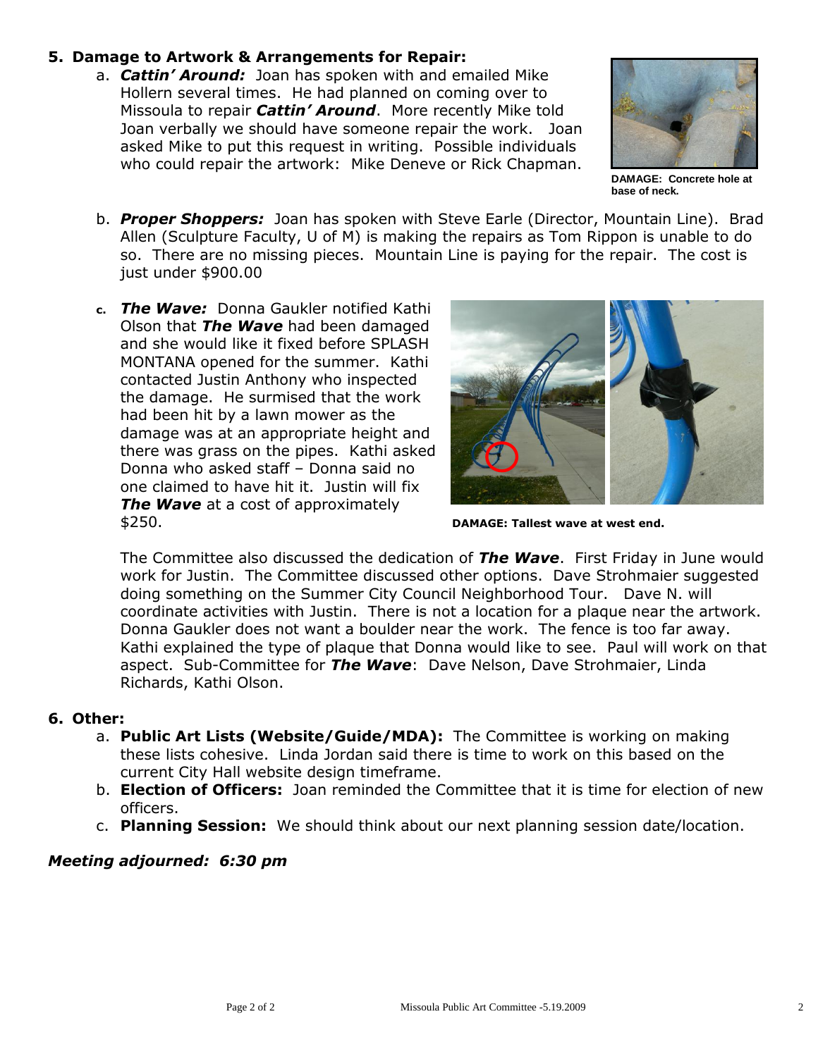## 5. Damage to Artwork & Arrangements for Repair:

a. ***Cattin' Around:*** Joan has spoken with and emailed Mike Hollern several times. He had planned on coming over to Missoula to repair ***Cattin' Around***. More recently Mike told Joan verbally we should have someone repair the work. Joan asked Mike to put this request in writing. Possible individuals who could repair the artwork: Mike Deneve or Rick Chapman.

**DAMAGE: Concrete hole at base of neck.**

b. ***Proper Shoppers:*** Joan has spoken with Steve Earle (Director, Mountain Line). Brad Allen (Sculpture Faculty, U of M) is making the repairs as Tom Rippon is unable to do so. There are no missing pieces. Mountain Line is paying for the repair. The cost is just under $900.00

c. ***The Wave:*** Donna Gaukler notified Kathi Olson that ***The Wave*** had been damaged and she would like it fixed before SPLASH MONTANA opened for the summer. Kathi contacted Justin Anthony who inspected the damage. He surmised that the work had been hit by a lawn mower as the damage was at an appropriate height and there was grass on the pipes. Kathi asked Donna who asked staff – Donna said no one claimed to have hit it. Justin will fix ***The Wave*** at a cost of approximately $250.

**DAMAGE: Tallest wave at west end.**

The Committee also discussed the dedication of ***The Wave***. First Friday in June would work for Justin. The Committee discussed other options. Dave Strohmaier suggested doing something on the Summer City Council Neighborhood Tour. Dave N. will coordinate activities with Justin. There is not a location for a plaque near the artwork. Donna Gaukler does not want a boulder near the work. The fence is too far away. Kathi explained the type of plaque that Donna would like to see. Paul will work on that aspect. Sub-Committee for ***The Wave***: Dave Nelson, Dave Strohmaier, Linda Richards, Kathi Olson.

## 6. Other:

a. **Public Art Lists (Website/Guide/MDA):** The Committee is working on making these lists cohesive. Linda Jordan said there is time to work on this based on the current City Hall website design timeframe.

b. **Election of Officers:** Joan reminded the Committee that it is time for election of new officers.

c. **Planning Session:** We should think about our next planning session date/location.

***Meeting adjourned: 6:30 pm***